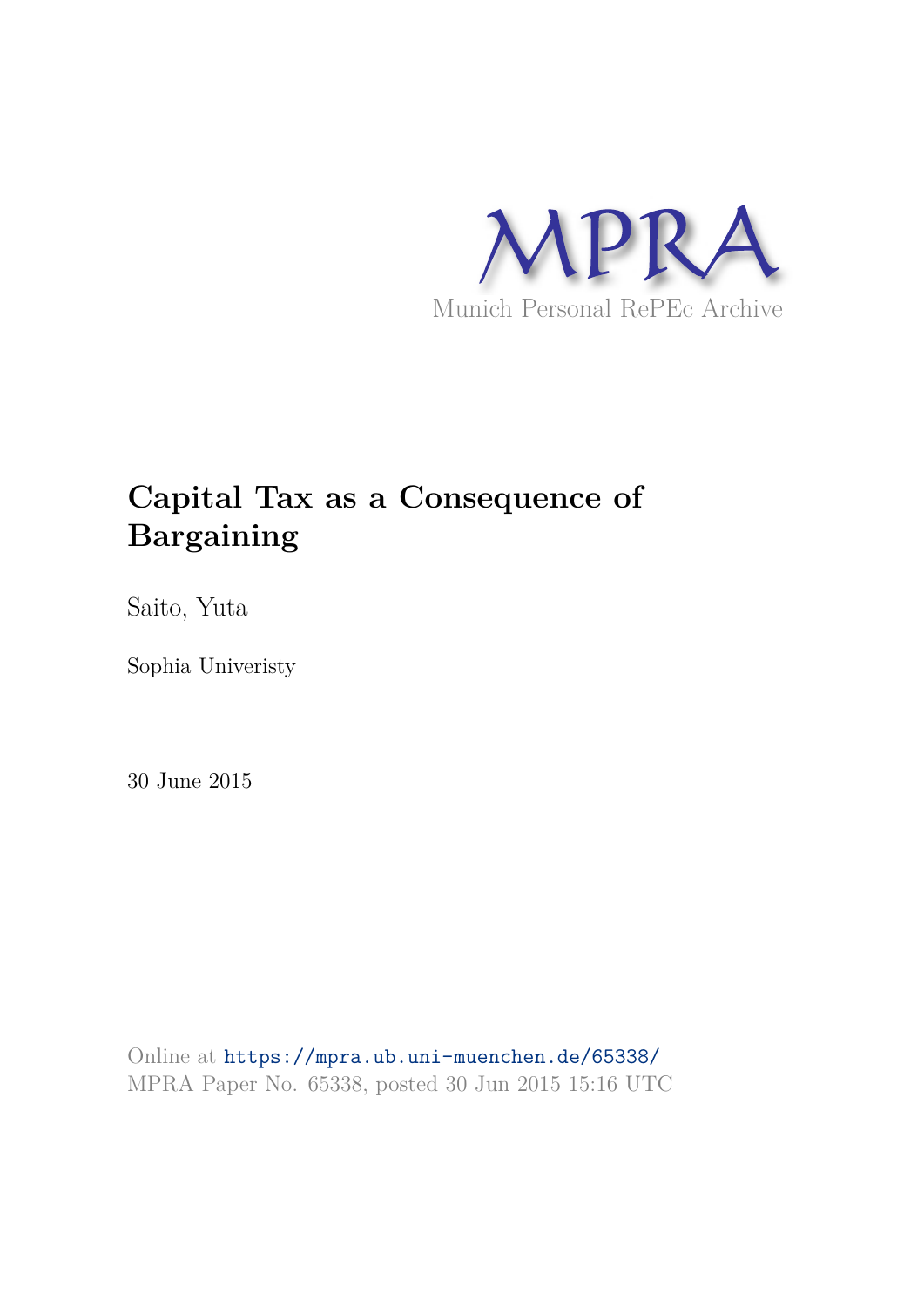MPRA

Munich Personal RePEc Archive

# Capital Tax as a Consequence of Bargaining

Saito, Yuta

Sophia Univeristy

30 June 2015

Online at https://mpra.ub.uni-muenchen.de/65338/
MPRA Paper No. 65338, posted 30 Jun 2015 15:16 UTC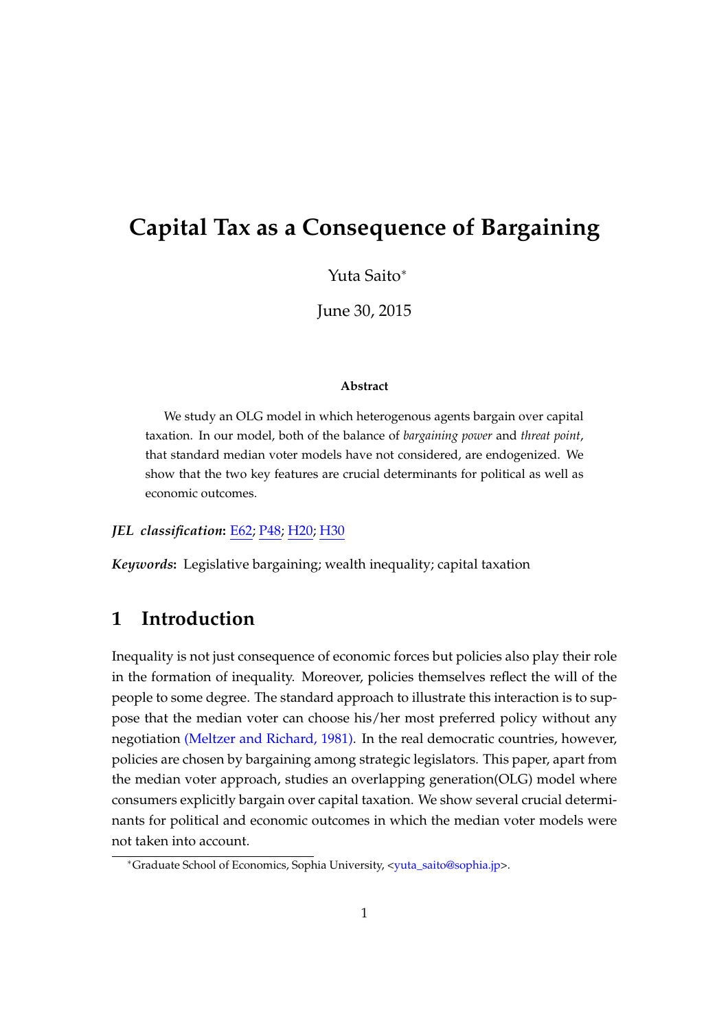# Capital Tax as a Consequence of Bargaining

Yuta Saito[*]

June 30, 2015

**Abstract**

We study an OLG model in which heterogenous agents bargain over capital taxation. In our model, both of the balance of *bargaining power* and *threat point*, that standard median voter models have not considered, are endogenized. We show that the two key features are crucial determinants for political as well as economic outcomes.

***JEL classification*:** E62; P48; H20; H30

***Keywords*:** Legislative bargaining; wealth inequality; capital taxation

## 1 Introduction

Inequality is not just consequence of economic forces but policies also play their role in the formation of inequality. Moreover, policies themselves reflect the will of the people to some degree. The standard approach to illustrate this interaction is to suppose that the median voter can choose his/her most preferred policy without any negotiation (Meltzer and Richard, 1981). In the real democratic countries, however, policies are chosen by bargaining among strategic legislators. This paper, apart from the median voter approach, studies an overlapping generation(OLG) model where consumers explicitly bargain over capital taxation. We show several crucial determinants for political and economic outcomes in which the median voter models were not taken into account.

[*] Graduate School of Economics, Sophia University, <yuta_saito@sophia.jp>.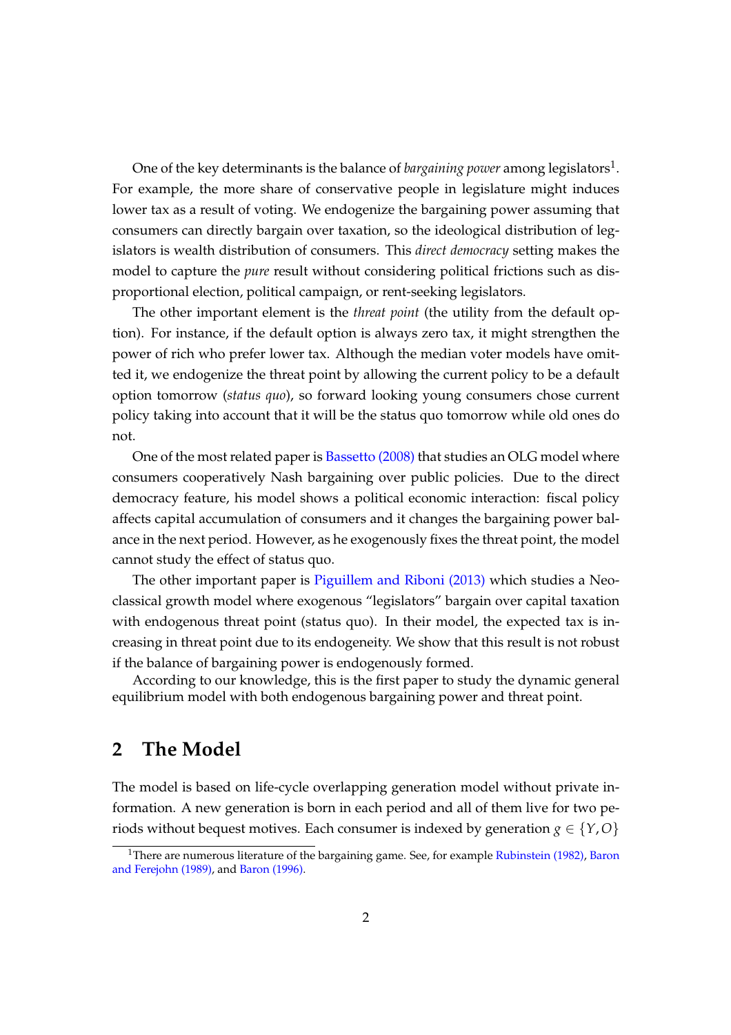One of the key determinants is the balance of *bargaining power* among legislators[1]. For example, the more share of conservative people in legislature might induces lower tax as a result of voting. We endogenize the bargaining power assuming that consumers can directly bargain over taxation, so the ideological distribution of legislators is wealth distribution of consumers. This *direct democracy* setting makes the model to capture the *pure* result without considering political frictions such as disproportional election, political campaign, or rent-seeking legislators.

The other important element is the *threat point* (the utility from the default option). For instance, if the default option is always zero tax, it might strengthen the power of rich who prefer lower tax. Although the median voter models have omitted it, we endogenize the threat point by allowing the current policy to be a default option tomorrow (*status quo*), so forward looking young consumers chose current policy taking into account that it will be the status quo tomorrow while old ones do not.

One of the most related paper is Bassetto (2008) that studies an OLG model where consumers cooperatively Nash bargaining over public policies. Due to the direct democracy feature, his model shows a political economic interaction: fiscal policy affects capital accumulation of consumers and it changes the bargaining power balance in the next period. However, as he exogenously fixes the threat point, the model cannot study the effect of status quo.

The other important paper is Piguillem and Riboni (2013) which studies a Neoclassical growth model where exogenous "legislators" bargain over capital taxation with endogenous threat point (status quo). In their model, the expected tax is increasing in threat point due to its endogeneity. We show that this result is not robust if the balance of bargaining power is endogenously formed.

According to our knowledge, this is the first paper to study the dynamic general equilibrium model with both endogenous bargaining power and threat point.

## 2 The Model

The model is based on life-cycle overlapping generation model without private information. A new generation is born in each period and all of them live for two periods without bequest motives. Each consumer is indexed by generation $g \in \{Y, O\}$

[1] There are numerous literature of the bargaining game. See, for example Rubinstein (1982), Baron and Ferejohn (1989), and Baron (1996).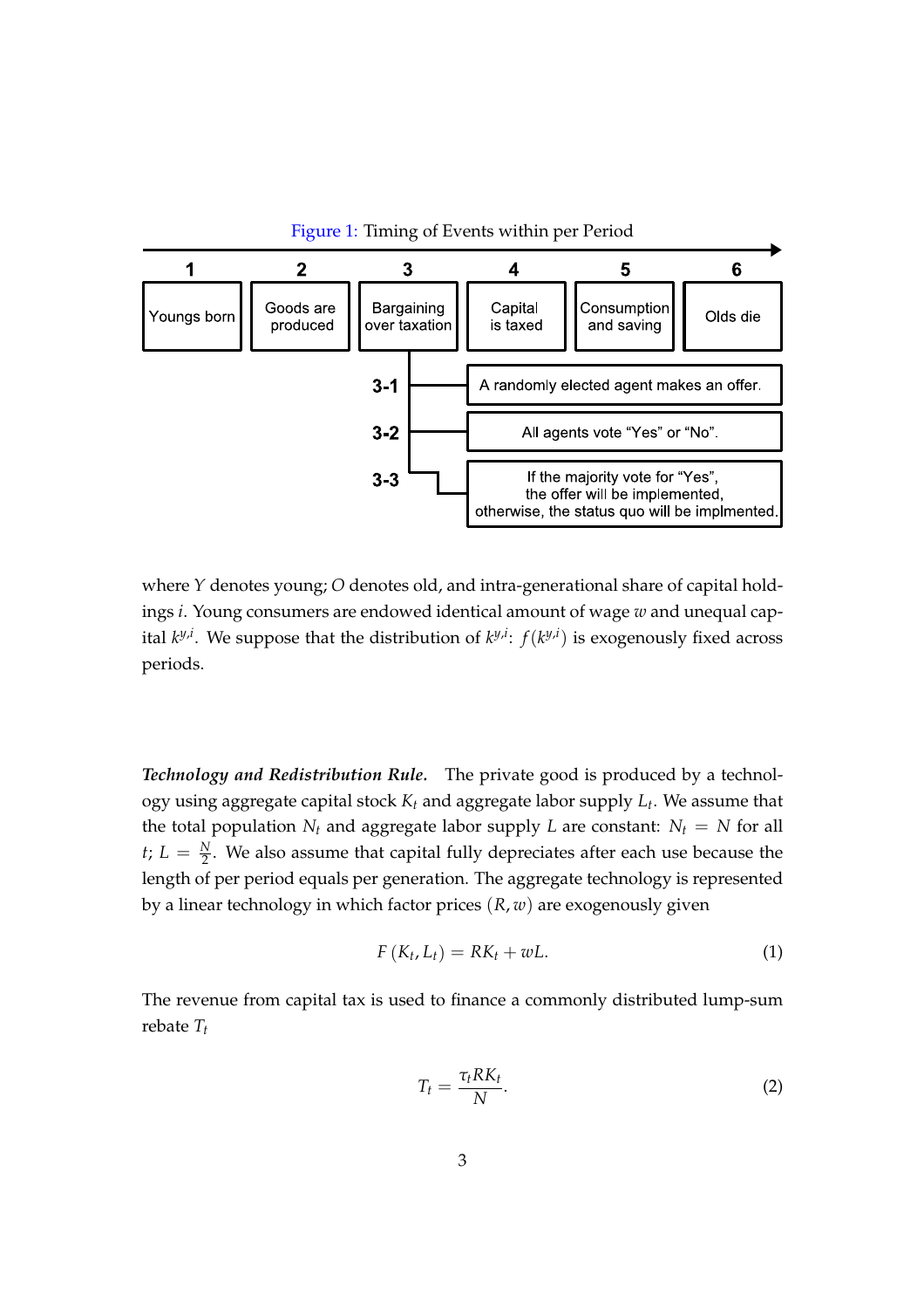Figure 1: Timing of Events within per Period

| 1 | 2 | 3 | 4 | 5 | 6 |
|---|---|---|---|---|---|
| Youngs born | Goods are produced | Bargaining over taxation | Capital is taxed | Consumption and saving | Olds die |

- 3-1: A randomly elected agent makes an offer.
- 3-2: All agents vote "Yes" or "No".
- 3-3: If the majority vote for "Yes", the offer will be implemented, otherwise, the status quo will be implmented.

where $Y$ denotes young; $O$ denotes old, and intra-generational share of capital holdings $i$. Young consumers are endowed identical amount of wage $w$ and unequal capital $k^{y,i}$. We suppose that the distribution of $k^{y,i}$: $f(k^{y,i})$ is exogenously fixed across periods.

***Technology and Redistribution Rule.*** The private good is produced by a technology using aggregate capital stock $K_t$ and aggregate labor supply $L_t$. We assume that the total population $N_t$ and aggregate labor supply $L$ are constant: $N_t = N$ for all $t$; $L = \frac{N}{2}$. We also assume that capital fully depreciates after each use because the length of per period equals per generation. The aggregate technology is represented by a linear technology in which factor prices $(R, w)$ are exogenously given

$$F(K_t, L_t) = RK_t + wL. \tag{1}$$

The revenue from capital tax is used to finance a commonly distributed lump-sum rebate $T_t$

$$T_t = \frac{\tau_t RK_t}{N}. \tag{2}$$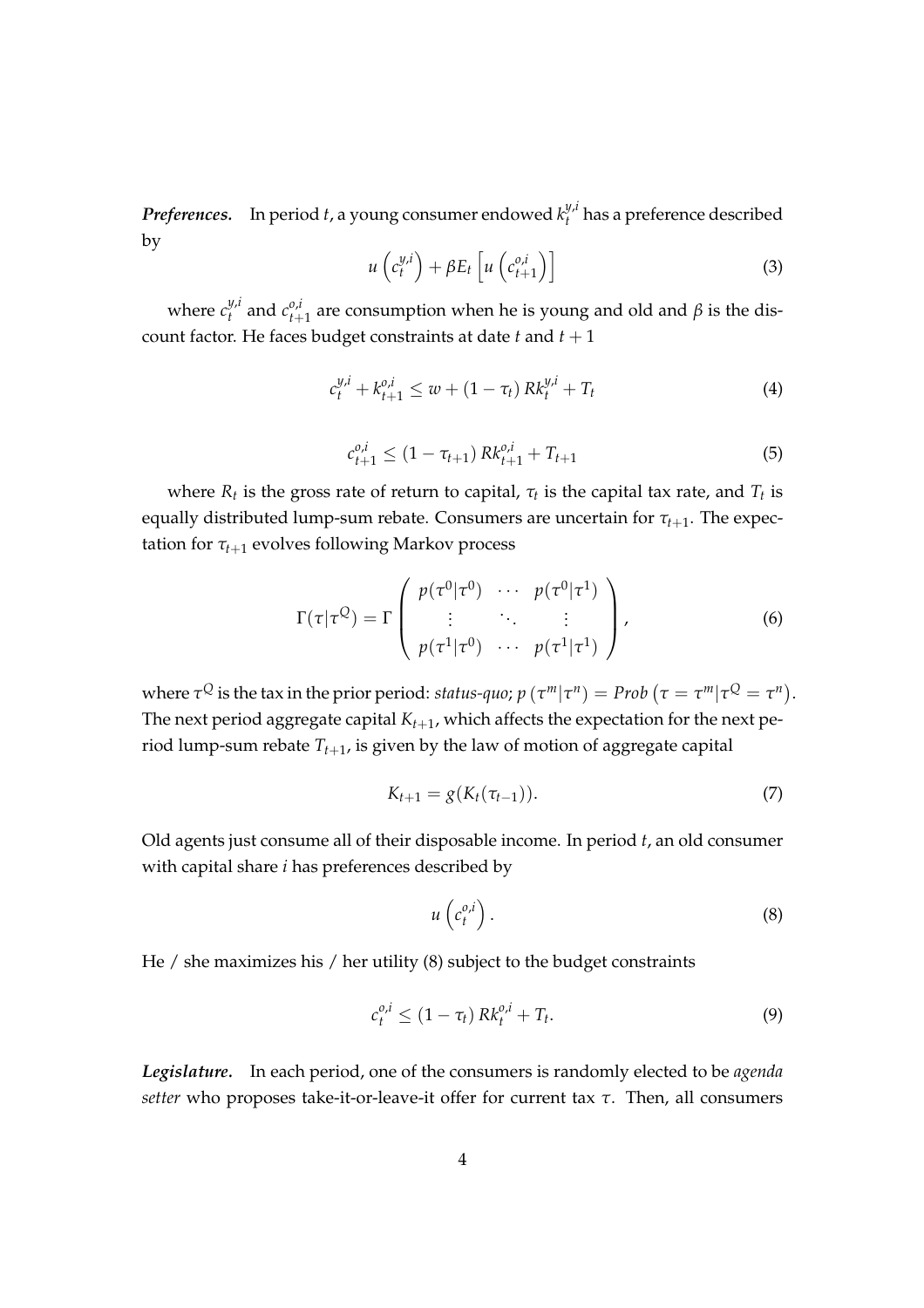***Preferences.*** In period $t$, a young consumer endowed $k_t^{y,i}$ has a preference described by

$$u\left(c_t^{y,i}\right) + \beta E_t\left[u\left(c_{t+1}^{o,i}\right)\right] \tag{3}$$

where $c_t^{y,i}$ and $c_{t+1}^{o,i}$ are consumption when he is young and old and $\beta$ is the discount factor. He faces budget constraints at date $t$ and $t+1$

$$c_t^{y,i} + k_{t+1}^{o,i} \leq w + (1-\tau_t) R k_t^{y,i} + T_t \tag{4}$$

$$c_{t+1}^{o,i} \leq (1-\tau_{t+1}) R k_{t+1}^{o,i} + T_{t+1} \tag{5}$$

where $R_t$ is the gross rate of return to capital, $\tau_t$ is the capital tax rate, and $T_t$ is equally distributed lump-sum rebate. Consumers are uncertain for $\tau_{t+1}$. The expectation for $\tau_{t+1}$ evolves following Markov process

$$\Gamma(\tau|\tau^Q) = \Gamma\begin{pmatrix} p(\tau^0|\tau^0) & \cdots & p(\tau^0|\tau^1) \\ \vdots & \ddots & \vdots \\ p(\tau^1|\tau^0) & \cdots & p(\tau^1|\tau^1) \end{pmatrix}, \tag{6}$$

where $\tau^Q$ is the tax in the prior period: *status-quo*; $p\left(\tau^m|\tau^n\right) = Prob\left(\tau = \tau^m|\tau^Q = \tau^n\right)$. The next period aggregate capital $K_{t+1}$, which affects the expectation for the next period lump-sum rebate $T_{t+1}$, is given by the law of motion of aggregate capital

$$K_{t+1} = g(K_t(\tau_{t-1})). \tag{7}$$

Old agents just consume all of their disposable income. In period $t$, an old consumer with capital share $i$ has preferences described by

$$u\left(c_t^{o,i}\right). \tag{8}$$

He / she maximizes his / her utility (8) subject to the budget constraints

$$c_t^{o,i} \leq (1-\tau_t) R k_t^{o,i} + T_t. \tag{9}$$

***Legislature.*** In each period, one of the consumers is randomly elected to be *agenda setter* who proposes take-it-or-leave-it offer for current tax $\tau$. Then, all consumers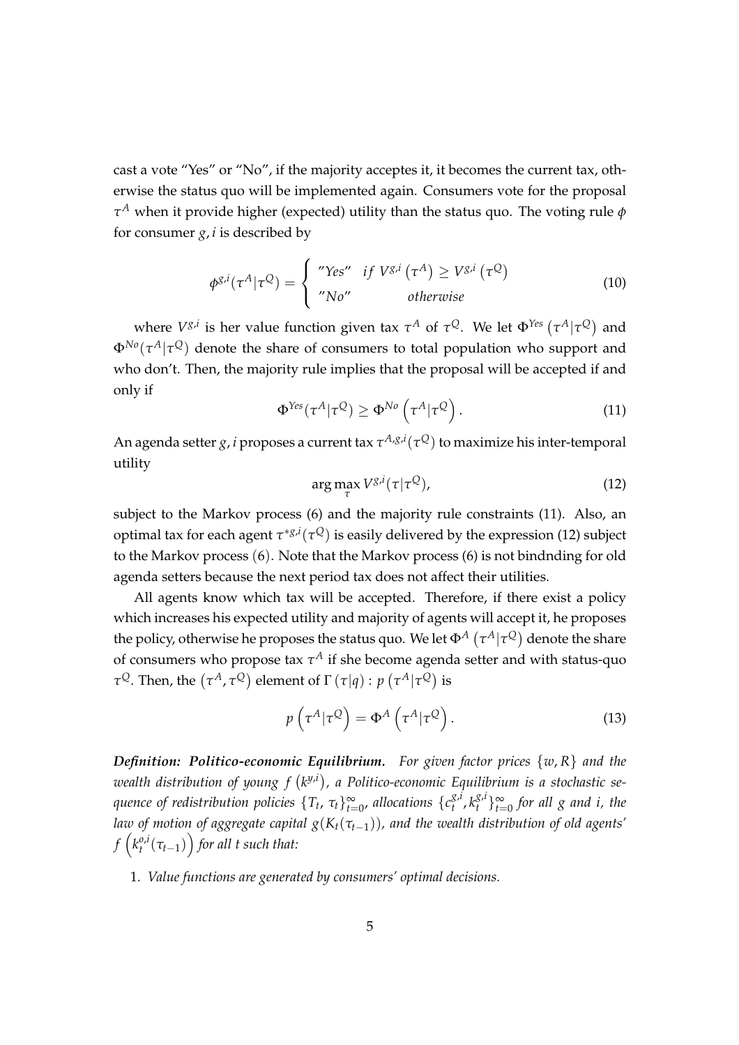cast a vote "Yes" or "No", if the majority acceptes it, it becomes the current tax, otherwise the status quo will be implemented again. Consumers vote for the proposal $\tau^A$ when it provide higher (expected) utility than the status quo. The voting rule $\phi$ for consumer $g, i$ is described by

$$\phi^{g,i}(\tau^A|\tau^Q) = \begin{cases} \text{"Yes"} & if \ V^{g,i}\left(\tau^A\right) \geq V^{g,i}\left(\tau^Q\right) \\ \text{"No"} & otherwise \end{cases} \tag{10}$$

where $V^{g,i}$ is her value function given tax $\tau^A$ of $\tau^Q$. We let $\Phi^{Yes}\left(\tau^A|\tau^Q\right)$ and $\Phi^{No}(\tau^A|\tau^Q)$ denote the share of consumers to total population who support and who don't. Then, the majority rule implies that the proposal will be accepted if and only if

$$\Phi^{Yes}(\tau^A|\tau^Q) \geq \Phi^{No}\left(\tau^A|\tau^Q\right). \tag{11}$$

An agenda setter $g, i$ proposes a current tax $\tau^{A,g,i}(\tau^Q)$ to maximize his inter-temporal utility

$$\arg\max_{\tau} V^{g,i}(\tau|\tau^Q), \tag{12}$$

subject to the Markov process (6) and the majority rule constraints (11). Also, an optimal tax for each agent $\tau^{*g,i}(\tau^Q)$ is easily delivered by the expression (12) subject to the Markov process (6). Note that the Markov process (6) is not bindnding for old agenda setters because the next period tax does not affect their utilities.

All agents know which tax will be accepted. Therefore, if there exist a policy which increases his expected utility and majority of agents will accept it, he proposes the policy, otherwise he proposes the status quo. We let $\Phi^A\left(\tau^A|\tau^Q\right)$ denote the share of consumers who propose tax $\tau^A$ if she become agenda setter and with status-quo $\tau^Q$. Then, the $\left(\tau^A, \tau^Q\right)$ element of $\Gamma\left(\tau|q\right): p\left(\tau^A|\tau^Q\right)$ is

$$p\left(\tau^A|\tau^Q\right) = \Phi^A\left(\tau^A|\tau^Q\right). \tag{13}$$

***Definition: Politico-economic Equilibrium.*** *For given factor prices $\{w, R\}$ and the wealth distribution of young $f\left(k^{y,i}\right)$, a Politico-economic Equilibrium is a stochastic sequence of redistribution policies $\{T_t, \tau_t\}_{t=0}^{\infty}$, allocations $\{c_t^{g,i}, k_t^{g,i}\}_{t=0}^{\infty}$ for all $g$ and $i$, the law of motion of aggregate capital $g(K_t(\tau_{t-1}))$, and the wealth distribution of old agents' $f\left(k_t^{o,i}(\tau_{t-1})\right)$ for all $t$ such that:*

1. *Value functions are generated by consumers' optimal decisions.*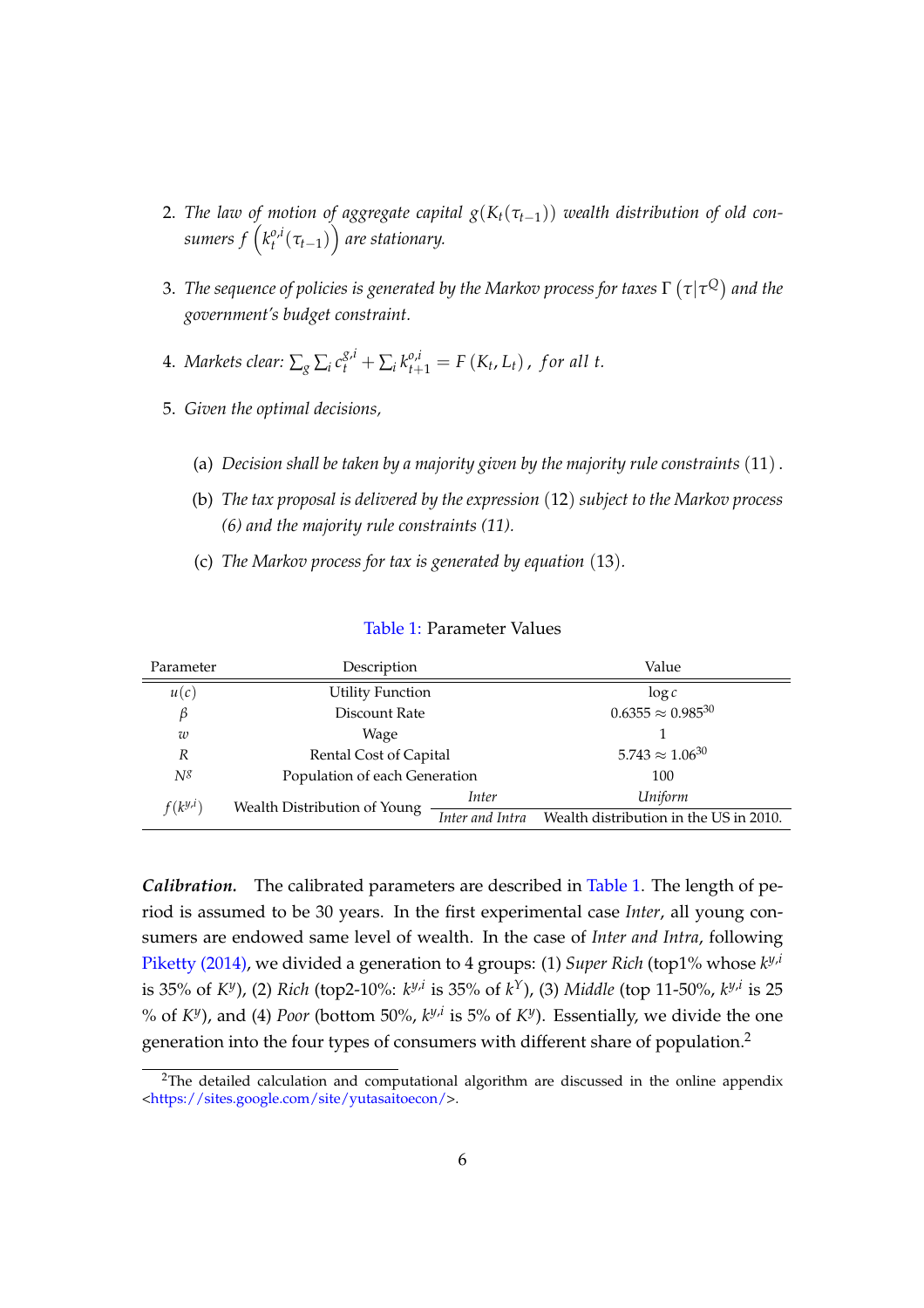2. *The law of motion of aggregate capital $g(K_t(\tau_{t-1}))$ wealth distribution of old consumers $f\left(k_t^{o,i}(\tau_{t-1})\right)$ are stationary.*

3. *The sequence of policies is generated by the Markov process for taxes $\Gamma\left(\tau|\tau^Q\right)$ and the government's budget constraint.*

4. *Markets clear: $\sum_g \sum_i c_t^{g,i} + \sum_i k_{t+1}^{o,i} = F\left(K_t, L_t\right)$, for all $t$.*

5. *Given the optimal decisions,*

   (a) *Decision shall be taken by a majority given by the majority rule constraints* (11) *.*

   (b) *The tax proposal is delivered by the expression* (12) *subject to the Markov process (6) and the majority rule constraints (11).*

   (c) *The Markov process for tax is generated by equation* (13)*.*

Table 1: Parameter Values

| Parameter | Description | | Value |
|---|---|---|---|
| $u(c)$ | Utility Function | | $\log c$ |
| $\beta$ | Discount Rate | | $0.6355 \approx 0.985^{30}$ |
| $w$ | Wage | | 1 |
| $R$ | Rental Cost of Capital | | $5.743 \approx 1.06^{30}$ |
| $N^g$ | Population of each Generation | | 100 |
| $f(k^{y,i})$ | Wealth Distribution of Young | *Inter* | *Uniform* |
| | | *Inter and Intra* | Wealth distribution in the US in 2010. |

***Calibration.*** The calibrated parameters are described in Table 1. The length of period is assumed to be 30 years. In the first experimental case *Inter*, all young consumers are endowed same level of wealth. In the case of *Inter and Intra*, following Piketty (2014), we divided a generation to 4 groups: (1) *Super Rich* (top1% whose $k^{y,i}$ is 35% of $K^y$), (2) *Rich* (top2-10%: $k^{y,i}$ is 35% of $k^Y$), (3) *Middle* (top 11-50%, $k^{y,i}$ is 25 % of $K^y$), and (4) *Poor* (bottom 50%, $k^{y,i}$ is 5% of $K^y$). Essentially, we divide the one generation into the four types of consumers with different share of population.[2]

[2]The detailed calculation and computational algorithm are discussed in the online appendix <https://sites.google.com/site/yutasaitoecon/>.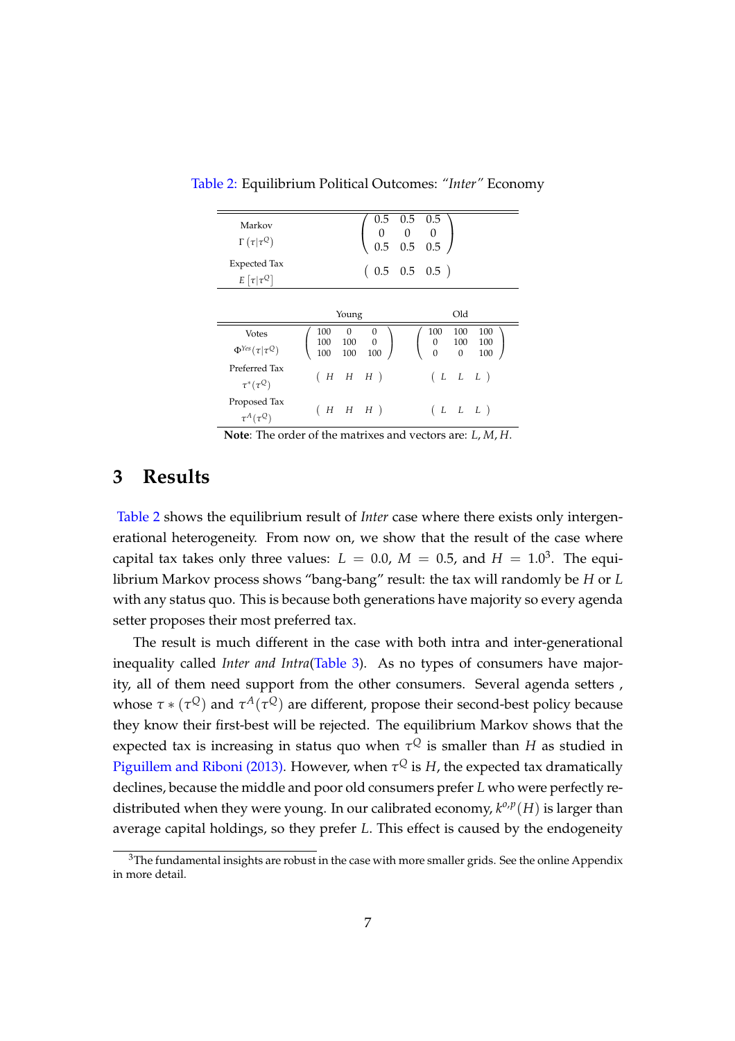Table 2: Equilibrium Political Outcomes: *"Inter"* Economy

| | | | |
|---|---|---|---|
| Markov $\Gamma\left(\tau \mid \tau^{Q}\right)$ | $\begin{pmatrix} 0.5 & 0.5 & 0.5 \\ 0 & 0 & 0 \\ 0.5 & 0.5 & 0.5 \end{pmatrix}$ | | |
| Expected Tax $E\left[\tau \mid \tau^{Q}\right]$ | $\begin{pmatrix} 0.5 & 0.5 & 0.5 \end{pmatrix}$ | | |
| | Young | | Old |
| Votes $\Phi^{Yes}\left(\tau \mid \tau^{Q}\right)$ | $\begin{pmatrix} 100 & 0 & 0 \\ 100 & 100 & 0 \\ 100 & 100 & 100 \end{pmatrix}$ | | $\begin{pmatrix} 100 & 100 & 100 \\ 0 & 100 & 100 \\ 0 & 0 & 100 \end{pmatrix}$ |
| Preferred Tax $\tau^{*}\left(\tau^{Q}\right)$ | $\begin{pmatrix} H & H & H \end{pmatrix}$ | | $\begin{pmatrix} L & L & L \end{pmatrix}$ |
| Proposed Tax $\tau^{A}\left(\tau^{Q}\right)$ | $\begin{pmatrix} H & H & H \end{pmatrix}$ | | $\begin{pmatrix} L & L & L \end{pmatrix}$ |

**Note**: The order of the matrixes and vectors are: $L, M, H$.

## 3 Results

Table 2 shows the equilibrium result of *Inter* case where there exists only intergenerational heterogeneity. From now on, we show that the result of the case where capital tax takes only three values: $L = 0.0$, $M = 0.5$, and $H = 1.0$[3]. The equilibrium Markov process shows "bang-bang" result: the tax will randomly be $H$ or $L$ with any status quo. This is because both generations have majority so every agenda setter proposes their most preferred tax.

The result is much different in the case with both intra and inter-generational inequality called *Inter and Intra*(Table 3). As no types of consumers have majority, all of them need support from the other consumers. Several agenda setters , whose $\tau*\left(\tau^{Q}\right)$ and $\tau^{A}\left(\tau^{Q}\right)$ are different, propose their second-best policy because they know their first-best will be rejected. The equilibrium Markov shows that the expected tax is increasing in status quo when $\tau^{Q}$ is smaller than $H$ as studied in Piguillem and Riboni (2013). However, when $\tau^{Q}$ is $H$, the expected tax dramatically declines, because the middle and poor old consumers prefer $L$ who were perfectly redistributed when they were young. In our calibrated economy, $k^{o,p}(H)$ is larger than average capital holdings, so they prefer $L$. This effect is caused by the endogeneity

[3] The fundamental insights are robust in the case with more smaller grids. See the online Appendix in more detail.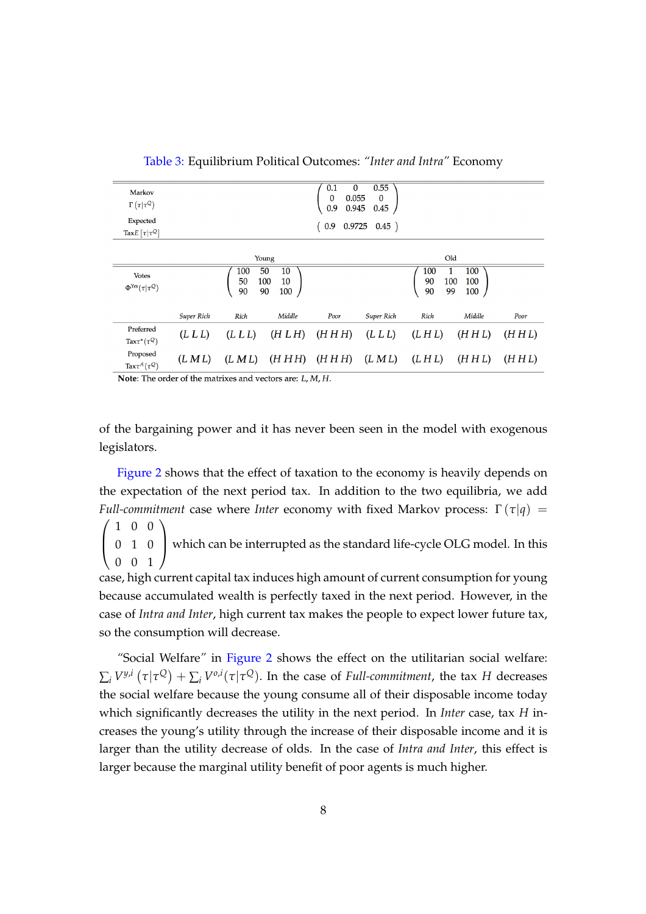Table 3: Equilibrium Political Outcomes: *"Inter and Intra"* Economy

| | | | | | | | | |
|---|---|---|---|---|---|---|---|---|
| Markov $\Gamma(\tau \vert \tau^Q)$ | $\begin{pmatrix} 0.1 & 0 & 0.55 \\ 0 & 0.055 & 0 \\ 0.9 & 0.945 & 0.45 \end{pmatrix}$ | | | | | | | |
| Expected Tax$E[\tau \vert \tau^Q]$ | $\begin{pmatrix} 0.9 & 0.9725 & 0.45 \end{pmatrix}$ | | | | | | | |
| | Young | | | | Old | | | |
| Votes $\Phi^{Yes}(\tau \vert \tau^Q)$ | $\begin{pmatrix} 100 & 50 & 10 \\ 50 & 100 & 10 \\ 90 & 90 & 100 \end{pmatrix}$ | | | | $\begin{pmatrix} 100 & 1 & 100 \\ 90 & 100 & 100 \\ 90 & 99 & 100 \end{pmatrix}$ | | | |
| | *Super Rich* | *Rich* | *Middle* | *Poor* | *Super Rich* | *Rich* | *Middle* | *Poor* |
| Preferred Tax$\tau^*(\tau^Q)$ | $(L\,L\,L)$ | $(L\,L\,L)$ | $(H\,L\,H)$ | $(H\,H\,H)$ | $(L\,L\,L)$ | $(L\,H\,L)$ | $(H\,H\,L)$ | $(H\,H\,L)$ |
| Proposed Tax$\tau^A(\tau^Q)$ | $(L\,M\,L)$ | $(L\,M\,L)$ | $(H\,H\,H)$ | $(H\,H\,H)$ | $(L\,M\,L)$ | $(L\,H\,L)$ | $(H\,H\,L)$ | $(H\,H\,L)$ |

**Note**: The order of the matrixes and vectors are: $L, M, H$.

of the bargaining power and it has never been seen in the model with exogenous legislators.

Figure 2 shows that the effect of taxation to the economy is heavily depends on the expectation of the next period tax. In addition to the two equilibria, we add *Full-commitment* case where *Inter* economy with fixed Markov process: $\Gamma(\tau|q) = \begin{pmatrix} 1 & 0 & 0 \\ 0 & 1 & 0 \\ 0 & 0 & 1 \end{pmatrix}$ which can be interrupted as the standard life-cycle OLG model. In this case, high current capital tax induces high amount of current consumption for young because accumulated wealth is perfectly taxed in the next period. However, in the case of *Intra and Inter*, high current tax makes the people to expect lower future tax, so the consumption will decrease.

"Social Welfare" in Figure 2 shows the effect on the utilitarian social welfare: $\sum_i V^{y,i}(\tau|\tau^Q) + \sum_i V^{o,i}(\tau|\tau^Q)$. In the case of *Full-commitment*, the tax $H$ decreases the social welfare because the young consume all of their disposable income today which significantly decreases the utility in the next period. In *Inter* case, tax $H$ increases the young's utility through the increase of their disposable income and it is larger than the utility decrease of olds. In the case of *Intra and Inter*, this effect is larger because the marginal utility benefit of poor agents is much higher.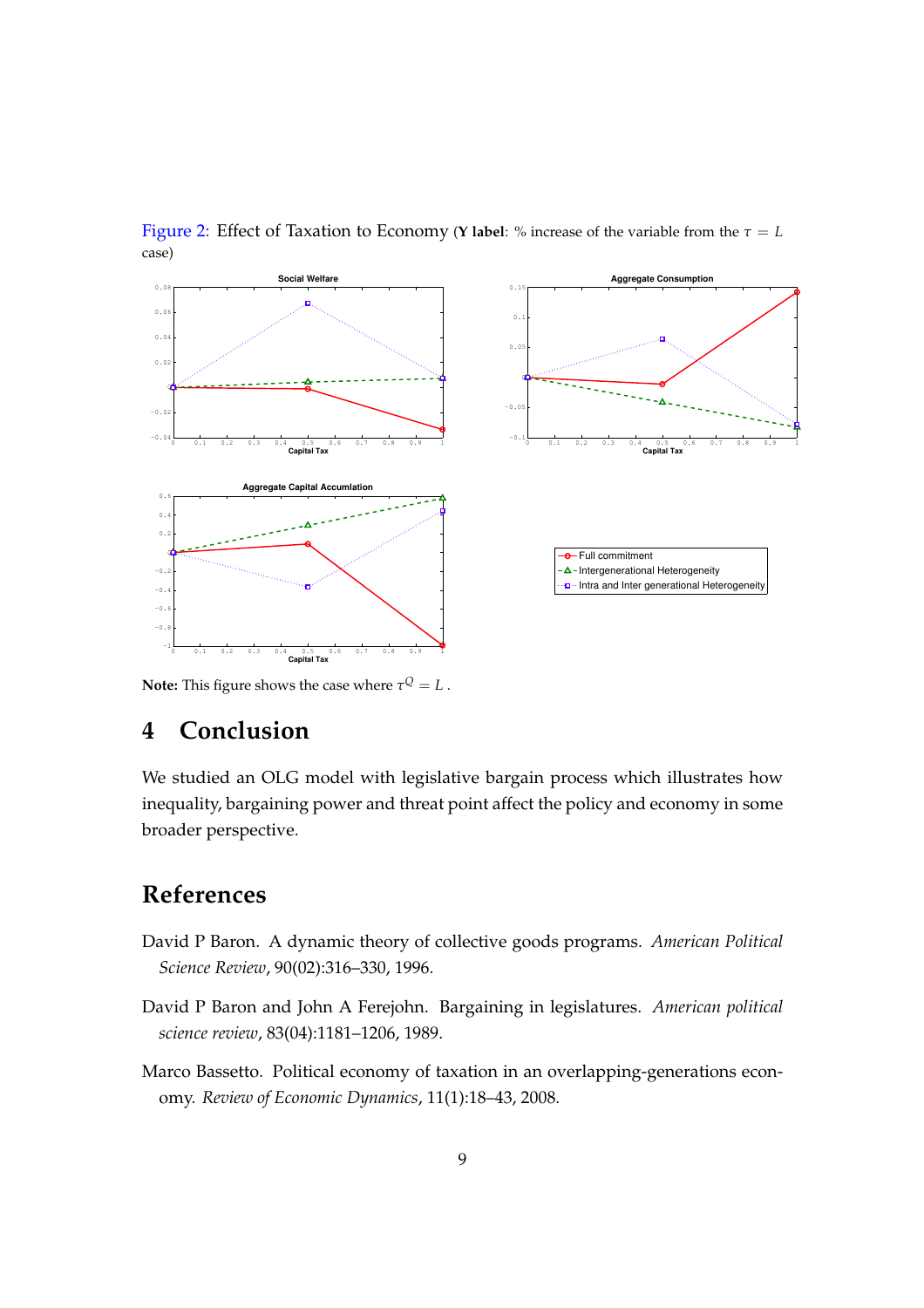Figure 2: Effect of Taxation to Economy (**Y label**: % increase of the variable from the $\tau = L$ case)

**Note:** This figure shows the case where $\tau^Q = L$ .

# 4 Conclusion

We studied an OLG model with legislative bargain process which illustrates how inequality, bargaining power and threat point affect the policy and economy in some broader perspective.

# References

David P Baron. A dynamic theory of collective goods programs. *American Political Science Review*, 90(02):316–330, 1996.

David P Baron and John A Ferejohn. Bargaining in legislatures. *American political science review*, 83(04):1181–1206, 1989.

Marco Bassetto. Political economy of taxation in an overlapping-generations economy. *Review of Economic Dynamics*, 11(1):18–43, 2008.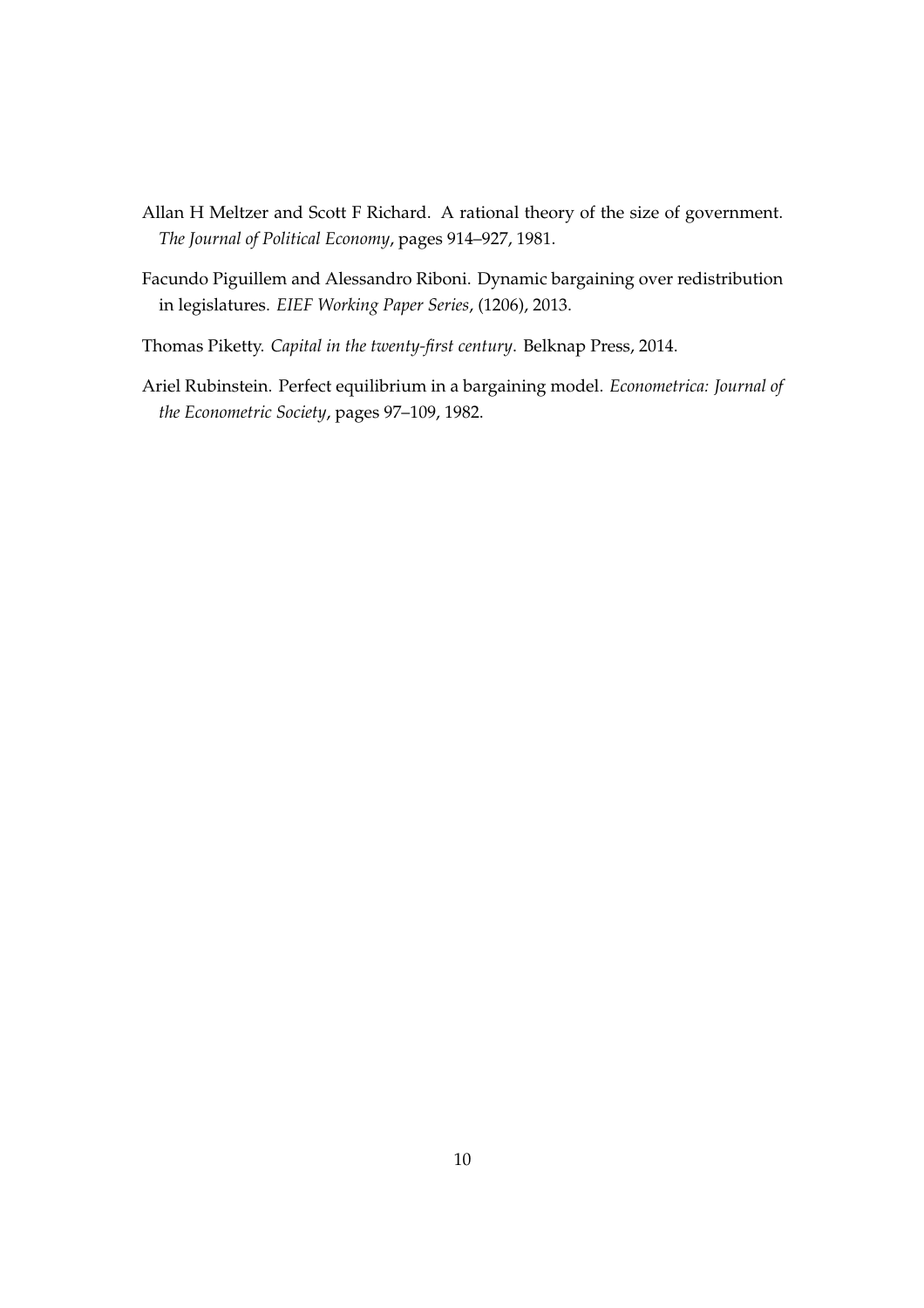Allan H Meltzer and Scott F Richard. A rational theory of the size of government. *The Journal of Political Economy*, pages 914–927, 1981.

Facundo Piguillem and Alessandro Riboni. Dynamic bargaining over redistribution in legislatures. *EIEF Working Paper Series*, (1206), 2013.

Thomas Piketty. *Capital in the twenty-first century*. Belknap Press, 2014.

Ariel Rubinstein. Perfect equilibrium in a bargaining model. *Econometrica: Journal of the Econometric Society*, pages 97–109, 1982.